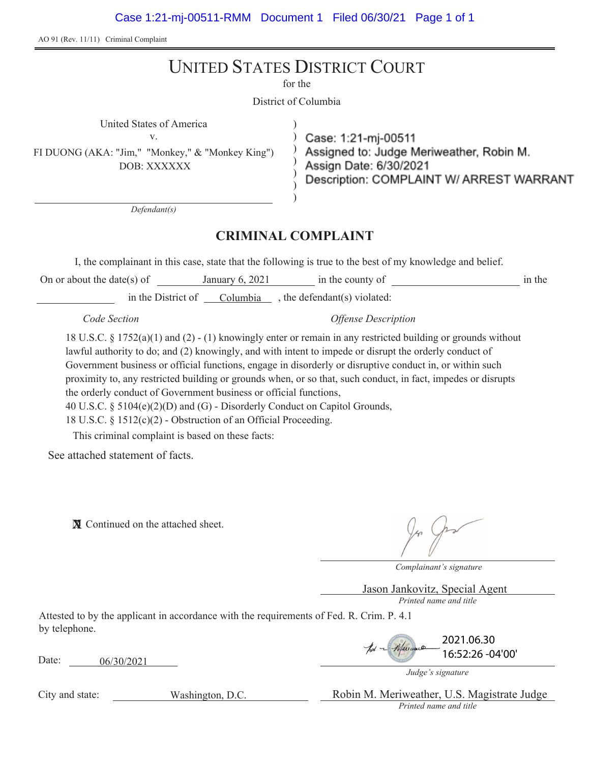AO 91 (Rev. 11/11) Criminal Complaint

# UNITED STATES DISTRICT COURT

for the

District of Columbia

United States of America
v.
FI DUONG (AKA: "Jim," "Monkey," & "Monkey King")
DOB: XXXXXX

*Defendant(s)*

Case: 1:21-mj-00511
Assigned to: Judge Meriweather, Robin M.
Assign Date: 6/30/2021
Description: COMPLAINT W/ ARREST WARRANT

## CRIMINAL COMPLAINT

I, the complainant in this case, state that the following is true to the best of my knowledge and belief.

On or about the date(s) of January 6, 2021 in the county of ______________ in the ______________ in the District of Columbia, the defendant(s) violated:

*Code Section* — *Offense Description*

18 U.S.C. § 1752(a)(1) and (2) - (1) knowingly enter or remain in any restricted building or grounds without lawful authority to do; and (2) knowingly, and with intent to impede or disrupt the orderly conduct of Government business or official functions, engage in disorderly or disruptive conduct in, or within such proximity to, any restricted building or grounds when, or so that, such conduct, in fact, impedes or disrupts the orderly conduct of Government business or official functions,

40 U.S.C. § 5104(e)(2)(D) and (G) - Disorderly Conduct on Capitol Grounds,

18 U.S.C. § 1512(c)(2) - Obstruction of an Official Proceeding.

This criminal complaint is based on these facts:

See attached statement of facts.

☒ Continued on the attached sheet.

*Complainant's signature*

Jason Jankovitz, Special Agent
*Printed name and title*

Attested to by the applicant in accordance with the requirements of Fed. R. Crim. P. 4.1 by telephone.

Date: 06/30/2021

2021.06.30 16:52:26 -04'00'
*Judge's signature*

City and state: Washington, D.C.

Robin M. Meriweather, U.S. Magistrate Judge
*Printed name and title*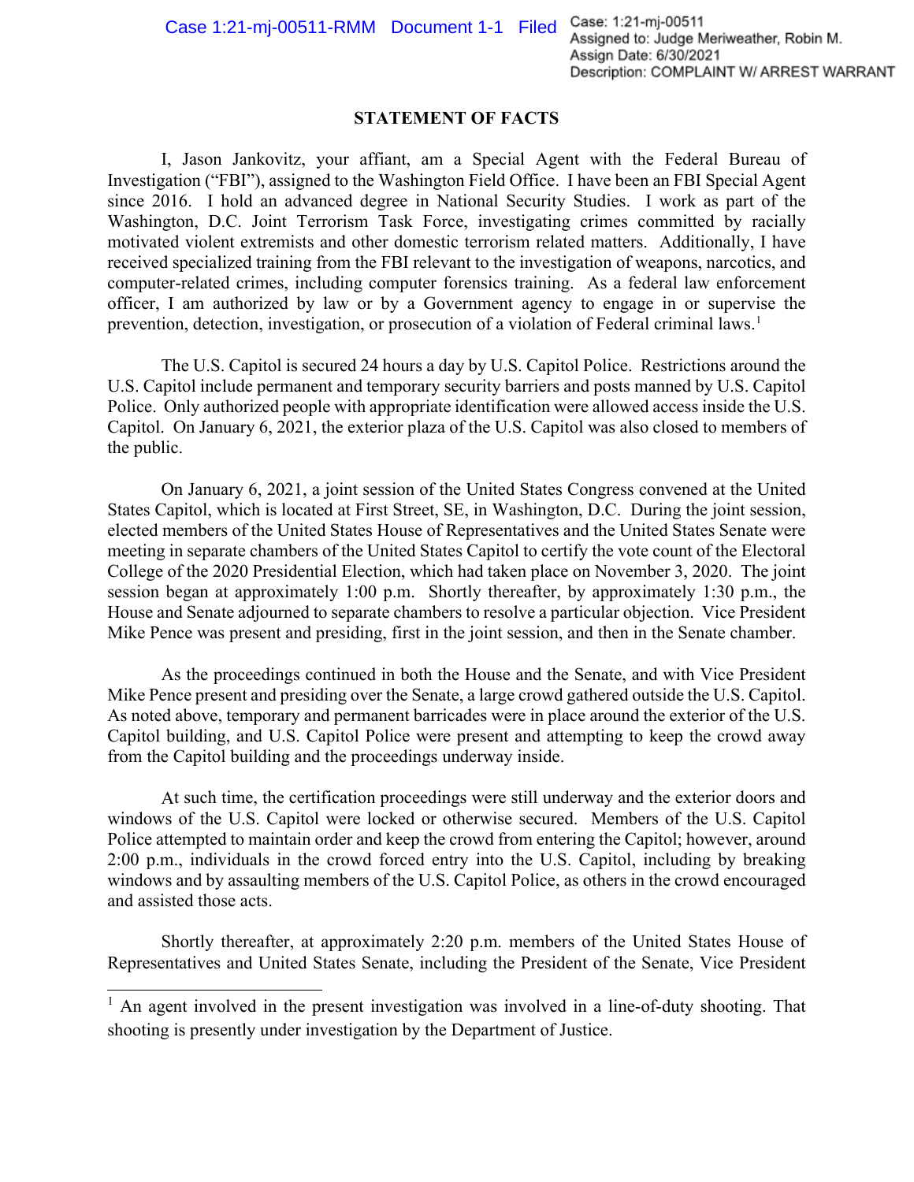## STATEMENT OF FACTS

I, Jason Jankovitz, your affiant, am a Special Agent with the Federal Bureau of Investigation ("FBI"), assigned to the Washington Field Office. I have been an FBI Special Agent since 2016. I hold an advanced degree in National Security Studies. I work as part of the Washington, D.C. Joint Terrorism Task Force, investigating crimes committed by racially motivated violent extremists and other domestic terrorism related matters. Additionally, I have received specialized training from the FBI relevant to the investigation of weapons, narcotics, and computer-related crimes, including computer forensics training. As a federal law enforcement officer, I am authorized by law or by a Government agency to engage in or supervise the prevention, detection, investigation, or prosecution of a violation of Federal criminal laws.[1]

The U.S. Capitol is secured 24 hours a day by U.S. Capitol Police. Restrictions around the U.S. Capitol include permanent and temporary security barriers and posts manned by U.S. Capitol Police. Only authorized people with appropriate identification were allowed access inside the U.S. Capitol. On January 6, 2021, the exterior plaza of the U.S. Capitol was also closed to members of the public.

On January 6, 2021, a joint session of the United States Congress convened at the United States Capitol, which is located at First Street, SE, in Washington, D.C. During the joint session, elected members of the United States House of Representatives and the United States Senate were meeting in separate chambers of the United States Capitol to certify the vote count of the Electoral College of the 2020 Presidential Election, which had taken place on November 3, 2020. The joint session began at approximately 1:00 p.m. Shortly thereafter, by approximately 1:30 p.m., the House and Senate adjourned to separate chambers to resolve a particular objection. Vice President Mike Pence was present and presiding, first in the joint session, and then in the Senate chamber.

As the proceedings continued in both the House and the Senate, and with Vice President Mike Pence present and presiding over the Senate, a large crowd gathered outside the U.S. Capitol. As noted above, temporary and permanent barricades were in place around the exterior of the U.S. Capitol building, and U.S. Capitol Police were present and attempting to keep the crowd away from the Capitol building and the proceedings underway inside.

At such time, the certification proceedings were still underway and the exterior doors and windows of the U.S. Capitol were locked or otherwise secured. Members of the U.S. Capitol Police attempted to maintain order and keep the crowd from entering the Capitol; however, around 2:00 p.m., individuals in the crowd forced entry into the U.S. Capitol, including by breaking windows and by assaulting members of the U.S. Capitol Police, as others in the crowd encouraged and assisted those acts.

Shortly thereafter, at approximately 2:20 p.m. members of the United States House of Representatives and United States Senate, including the President of the Senate, Vice President

---

[1] An agent involved in the present investigation was involved in a line-of-duty shooting. That shooting is presently under investigation by the Department of Justice.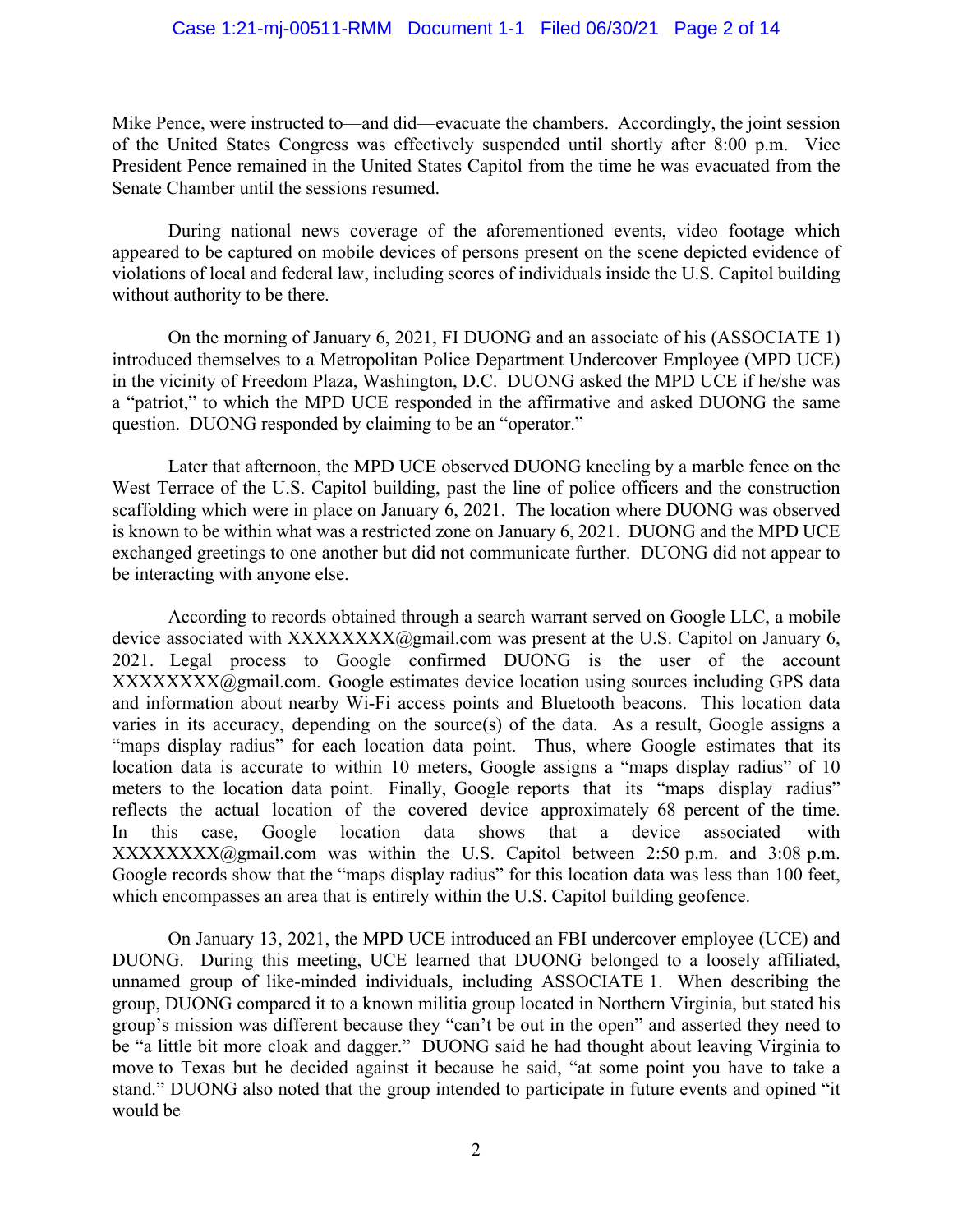Mike Pence, were instructed to—and did—evacuate the chambers. Accordingly, the joint session of the United States Congress was effectively suspended until shortly after 8:00 p.m. Vice President Pence remained in the United States Capitol from the time he was evacuated from the Senate Chamber until the sessions resumed.

During national news coverage of the aforementioned events, video footage which appeared to be captured on mobile devices of persons present on the scene depicted evidence of violations of local and federal law, including scores of individuals inside the U.S. Capitol building without authority to be there.

On the morning of January 6, 2021, FI DUONG and an associate of his (ASSOCIATE 1) introduced themselves to a Metropolitan Police Department Undercover Employee (MPD UCE) in the vicinity of Freedom Plaza, Washington, D.C. DUONG asked the MPD UCE if he/she was a "patriot," to which the MPD UCE responded in the affirmative and asked DUONG the same question. DUONG responded by claiming to be an "operator."

Later that afternoon, the MPD UCE observed DUONG kneeling by a marble fence on the West Terrace of the U.S. Capitol building, past the line of police officers and the construction scaffolding which were in place on January 6, 2021. The location where DUONG was observed is known to be within what was a restricted zone on January 6, 2021. DUONG and the MPD UCE exchanged greetings to one another but did not communicate further. DUONG did not appear to be interacting with anyone else.

According to records obtained through a search warrant served on Google LLC, a mobile device associated with XXXXXXXX@gmail.com was present at the U.S. Capitol on January 6, 2021. Legal process to Google confirmed DUONG is the user of the account XXXXXXXX@gmail.com. Google estimates device location using sources including GPS data and information about nearby Wi-Fi access points and Bluetooth beacons. This location data varies in its accuracy, depending on the source(s) of the data. As a result, Google assigns a "maps display radius" for each location data point. Thus, where Google estimates that its location data is accurate to within 10 meters, Google assigns a "maps display radius" of 10 meters to the location data point. Finally, Google reports that its "maps display radius" reflects the actual location of the covered device approximately 68 percent of the time. In this case, Google location data shows that a device associated with XXXXXXXX@gmail.com was within the U.S. Capitol between 2:50 p.m. and 3:08 p.m. Google records show that the "maps display radius" for this location data was less than 100 feet, which encompasses an area that is entirely within the U.S. Capitol building geofence.

On January 13, 2021, the MPD UCE introduced an FBI undercover employee (UCE) and DUONG. During this meeting, UCE learned that DUONG belonged to a loosely affiliated, unnamed group of like-minded individuals, including ASSOCIATE 1. When describing the group, DUONG compared it to a known militia group located in Northern Virginia, but stated his group's mission was different because they "can't be out in the open" and asserted they need to be "a little bit more cloak and dagger." DUONG said he had thought about leaving Virginia to move to Texas but he decided against it because he said, "at some point you have to take a stand." DUONG also noted that the group intended to participate in future events and opined "it would be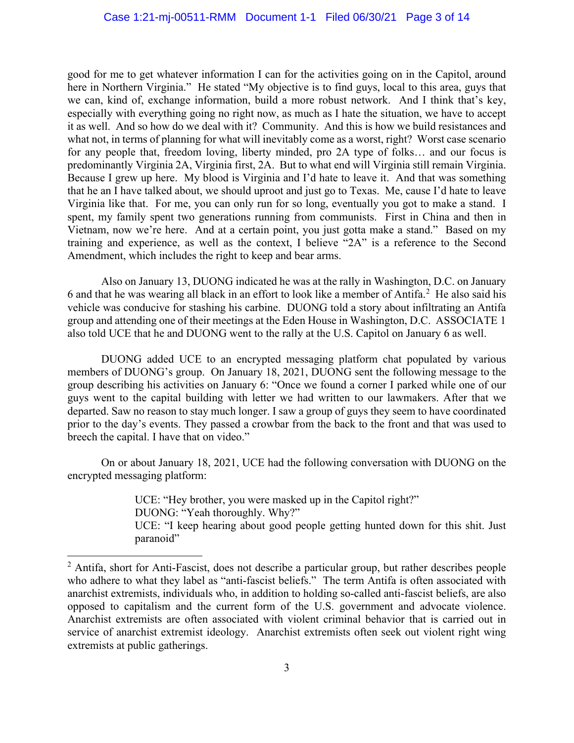good for me to get whatever information I can for the activities going on in the Capitol, around here in Northern Virginia." He stated "My objective is to find guys, local to this area, guys that we can, kind of, exchange information, build a more robust network. And I think that's key, especially with everything going no right now, as much as I hate the situation, we have to accept it as well. And so how do we deal with it? Community. And this is how we build resistances and what not, in terms of planning for what will inevitably come as a worst, right? Worst case scenario for any people that, freedom loving, liberty minded, pro 2A type of folks… and our focus is predominantly Virginia 2A, Virginia first, 2A. But to what end will Virginia still remain Virginia. Because I grew up here. My blood is Virginia and I'd hate to leave it. And that was something that he an I have talked about, we should uproot and just go to Texas. Me, cause I'd hate to leave Virginia like that. For me, you can only run for so long, eventually you got to make a stand. I spent, my family spent two generations running from communists. First in China and then in Vietnam, now we're here. And at a certain point, you just gotta make a stand." Based on my training and experience, as well as the context, I believe "2A" is a reference to the Second Amendment, which includes the right to keep and bear arms.

Also on January 13, DUONG indicated he was at the rally in Washington, D.C. on January 6 and that he was wearing all black in an effort to look like a member of Antifa.[2] He also said his vehicle was conducive for stashing his carbine. DUONG told a story about infiltrating an Antifa group and attending one of their meetings at the Eden House in Washington, D.C. ASSOCIATE 1 also told UCE that he and DUONG went to the rally at the U.S. Capitol on January 6 as well.

DUONG added UCE to an encrypted messaging platform chat populated by various members of DUONG's group. On January 18, 2021, DUONG sent the following message to the group describing his activities on January 6: "Once we found a corner I parked while one of our guys went to the capital building with letter we had written to our lawmakers. After that we departed. Saw no reason to stay much longer. I saw a group of guys they seem to have coordinated prior to the day's events. They passed a crowbar from the back to the front and that was used to breech the capital. I have that on video."

On or about January 18, 2021, UCE had the following conversation with DUONG on the encrypted messaging platform:

> UCE: "Hey brother, you were masked up in the Capitol right?"
> DUONG: "Yeah thoroughly. Why?"
> UCE: "I keep hearing about good people getting hunted down for this shit. Just paranoid"

---

[2] Antifa, short for Anti-Fascist, does not describe a particular group, but rather describes people who adhere to what they label as "anti-fascist beliefs." The term Antifa is often associated with anarchist extremists, individuals who, in addition to holding so-called anti-fascist beliefs, are also opposed to capitalism and the current form of the U.S. government and advocate violence. Anarchist extremists are often associated with violent criminal behavior that is carried out in service of anarchist extremist ideology. Anarchist extremists often seek out violent right wing extremists at public gatherings.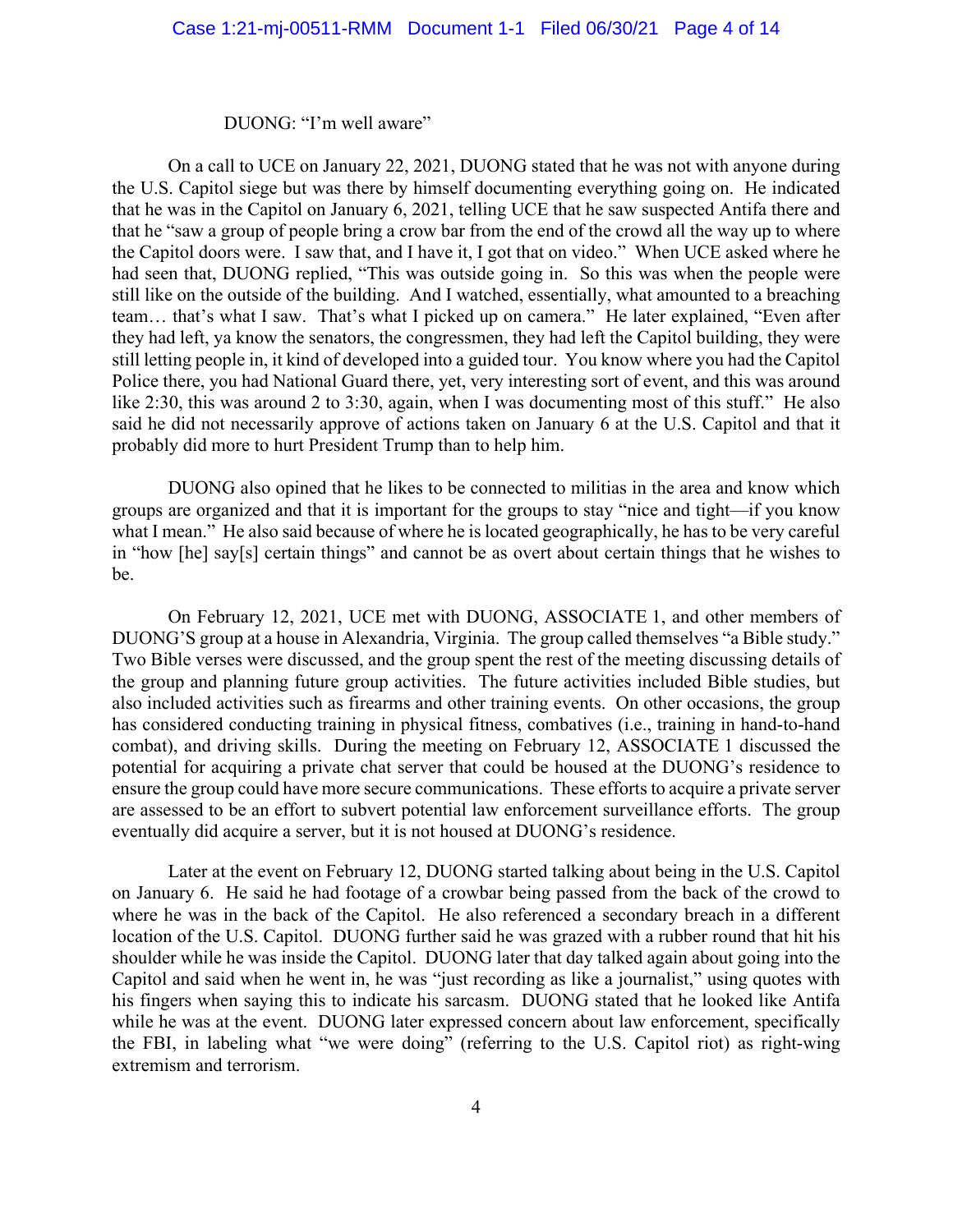DUONG: "I'm well aware"

On a call to UCE on January 22, 2021, DUONG stated that he was not with anyone during the U.S. Capitol siege but was there by himself documenting everything going on. He indicated that he was in the Capitol on January 6, 2021, telling UCE that he saw suspected Antifa there and that he "saw a group of people bring a crow bar from the end of the crowd all the way up to where the Capitol doors were. I saw that, and I have it, I got that on video." When UCE asked where he had seen that, DUONG replied, "This was outside going in. So this was when the people were still like on the outside of the building. And I watched, essentially, what amounted to a breaching team… that's what I saw. That's what I picked up on camera." He later explained, "Even after they had left, ya know the senators, the congressmen, they had left the Capitol building, they were still letting people in, it kind of developed into a guided tour. You know where you had the Capitol Police there, you had National Guard there, yet, very interesting sort of event, and this was around like 2:30, this was around 2 to 3:30, again, when I was documenting most of this stuff." He also said he did not necessarily approve of actions taken on January 6 at the U.S. Capitol and that it probably did more to hurt President Trump than to help him.

DUONG also opined that he likes to be connected to militias in the area and know which groups are organized and that it is important for the groups to stay "nice and tight—if you know what I mean." He also said because of where he is located geographically, he has to be very careful in "how [he] say[s] certain things" and cannot be as overt about certain things that he wishes to be.

On February 12, 2021, UCE met with DUONG, ASSOCIATE 1, and other members of DUONG'S group at a house in Alexandria, Virginia. The group called themselves "a Bible study." Two Bible verses were discussed, and the group spent the rest of the meeting discussing details of the group and planning future group activities. The future activities included Bible studies, but also included activities such as firearms and other training events. On other occasions, the group has considered conducting training in physical fitness, combatives (i.e., training in hand-to-hand combat), and driving skills. During the meeting on February 12, ASSOCIATE 1 discussed the potential for acquiring a private chat server that could be housed at the DUONG's residence to ensure the group could have more secure communications. These efforts to acquire a private server are assessed to be an effort to subvert potential law enforcement surveillance efforts. The group eventually did acquire a server, but it is not housed at DUONG's residence.

Later at the event on February 12, DUONG started talking about being in the U.S. Capitol on January 6. He said he had footage of a crowbar being passed from the back of the crowd to where he was in the back of the Capitol. He also referenced a secondary breach in a different location of the U.S. Capitol. DUONG further said he was grazed with a rubber round that hit his shoulder while he was inside the Capitol. DUONG later that day talked again about going into the Capitol and said when he went in, he was "just recording as like a journalist," using quotes with his fingers when saying this to indicate his sarcasm. DUONG stated that he looked like Antifa while he was at the event. DUONG later expressed concern about law enforcement, specifically the FBI, in labeling what "we were doing" (referring to the U.S. Capitol riot) as right-wing extremism and terrorism.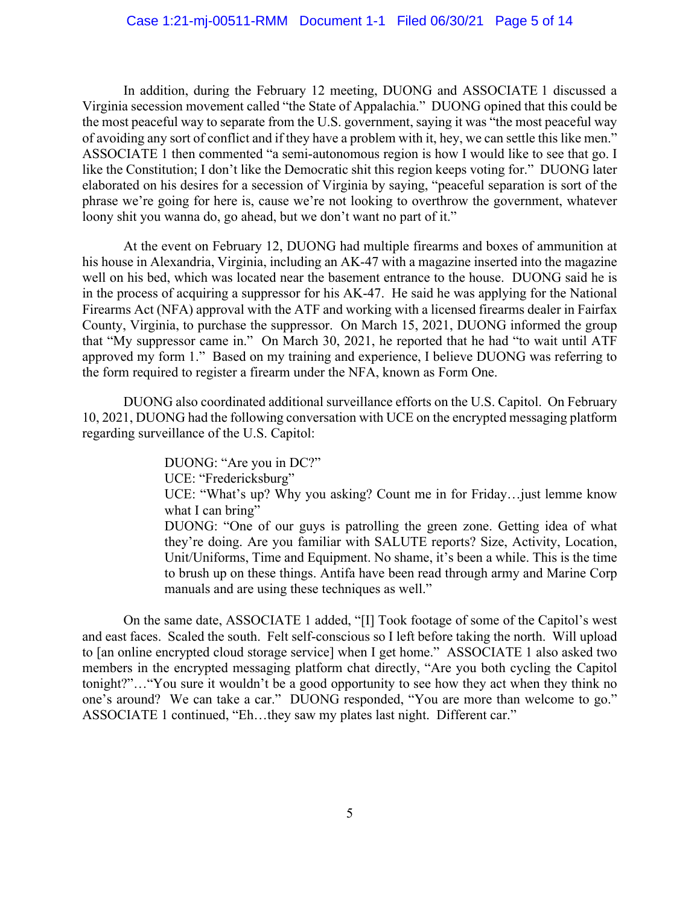In addition, during the February 12 meeting, DUONG and ASSOCIATE 1 discussed a Virginia secession movement called "the State of Appalachia." DUONG opined that this could be the most peaceful way to separate from the U.S. government, saying it was "the most peaceful way of avoiding any sort of conflict and if they have a problem with it, hey, we can settle this like men." ASSOCIATE 1 then commented "a semi-autonomous region is how I would like to see that go. I like the Constitution; I don't like the Democratic shit this region keeps voting for." DUONG later elaborated on his desires for a secession of Virginia by saying, "peaceful separation is sort of the phrase we're going for here is, cause we're not looking to overthrow the government, whatever loony shit you wanna do, go ahead, but we don't want no part of it."

At the event on February 12, DUONG had multiple firearms and boxes of ammunition at his house in Alexandria, Virginia, including an AK-47 with a magazine inserted into the magazine well on his bed, which was located near the basement entrance to the house. DUONG said he is in the process of acquiring a suppressor for his AK-47. He said he was applying for the National Firearms Act (NFA) approval with the ATF and working with a licensed firearms dealer in Fairfax County, Virginia, to purchase the suppressor. On March 15, 2021, DUONG informed the group that "My suppressor came in." On March 30, 2021, he reported that he had "to wait until ATF approved my form 1." Based on my training and experience, I believe DUONG was referring to the form required to register a firearm under the NFA, known as Form One.

DUONG also coordinated additional surveillance efforts on the U.S. Capitol. On February 10, 2021, DUONG had the following conversation with UCE on the encrypted messaging platform regarding surveillance of the U.S. Capitol:

> DUONG: "Are you in DC?"
> UCE: "Fredericksburg"
> UCE: "What's up? Why you asking? Count me in for Friday…just lemme know what I can bring"
> DUONG: "One of our guys is patrolling the green zone. Getting idea of what they're doing. Are you familiar with SALUTE reports? Size, Activity, Location, Unit/Uniforms, Time and Equipment. No shame, it's been a while. This is the time to brush up on these things. Antifa have been read through army and Marine Corp manuals and are using these techniques as well."

On the same date, ASSOCIATE 1 added, "[I] Took footage of some of the Capitol's west and east faces. Scaled the south. Felt self-conscious so I left before taking the north. Will upload to [an online encrypted cloud storage service] when I get home." ASSOCIATE 1 also asked two members in the encrypted messaging platform chat directly, "Are you both cycling the Capitol tonight?"…"You sure it wouldn't be a good opportunity to see how they act when they think no one's around? We can take a car." DUONG responded, "You are more than welcome to go." ASSOCIATE 1 continued, "Eh…they saw my plates last night. Different car."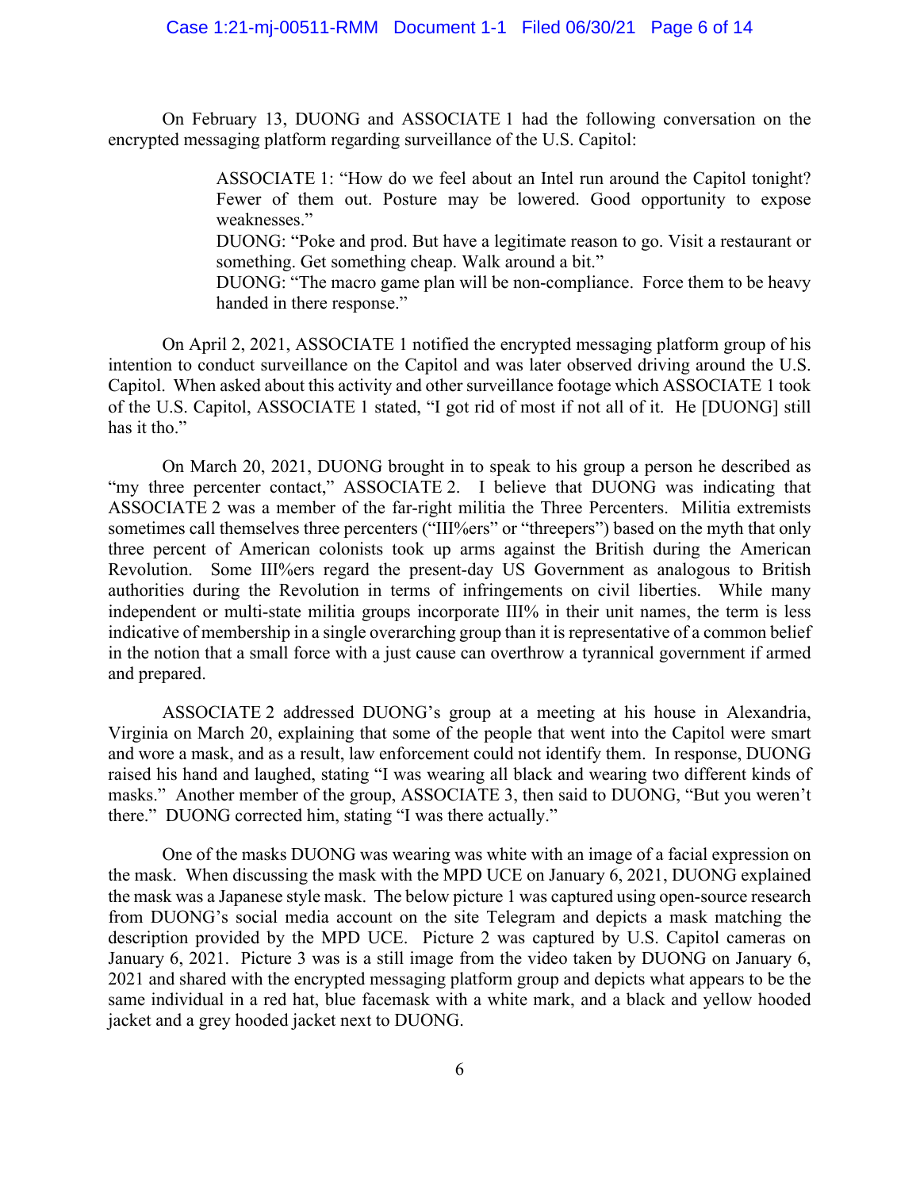On February 13, DUONG and ASSOCIATE 1 had the following conversation on the encrypted messaging platform regarding surveillance of the U.S. Capitol:

> ASSOCIATE 1: "How do we feel about an Intel run around the Capitol tonight? Fewer of them out. Posture may be lowered. Good opportunity to expose weaknesses."
> DUONG: "Poke and prod. But have a legitimate reason to go. Visit a restaurant or something. Get something cheap. Walk around a bit."
> DUONG: "The macro game plan will be non-compliance. Force them to be heavy handed in there response."

On April 2, 2021, ASSOCIATE 1 notified the encrypted messaging platform group of his intention to conduct surveillance on the Capitol and was later observed driving around the U.S. Capitol. When asked about this activity and other surveillance footage which ASSOCIATE 1 took of the U.S. Capitol, ASSOCIATE 1 stated, "I got rid of most if not all of it. He [DUONG] still has it tho."

On March 20, 2021, DUONG brought in to speak to his group a person he described as "my three percenter contact," ASSOCIATE 2. I believe that DUONG was indicating that ASSOCIATE 2 was a member of the far-right militia the Three Percenters. Militia extremists sometimes call themselves three percenters ("III%ers" or "threepers") based on the myth that only three percent of American colonists took up arms against the British during the American Revolution. Some III%ers regard the present-day US Government as analogous to British authorities during the Revolution in terms of infringements on civil liberties. While many independent or multi-state militia groups incorporate III% in their unit names, the term is less indicative of membership in a single overarching group than it is representative of a common belief in the notion that a small force with a just cause can overthrow a tyrannical government if armed and prepared.

ASSOCIATE 2 addressed DUONG's group at a meeting at his house in Alexandria, Virginia on March 20, explaining that some of the people that went into the Capitol were smart and wore a mask, and as a result, law enforcement could not identify them. In response, DUONG raised his hand and laughed, stating "I was wearing all black and wearing two different kinds of masks." Another member of the group, ASSOCIATE 3, then said to DUONG, "But you weren't there." DUONG corrected him, stating "I was there actually."

One of the masks DUONG was wearing was white with an image of a facial expression on the mask. When discussing the mask with the MPD UCE on January 6, 2021, DUONG explained the mask was a Japanese style mask. The below picture 1 was captured using open-source research from DUONG's social media account on the site Telegram and depicts a mask matching the description provided by the MPD UCE. Picture 2 was captured by U.S. Capitol cameras on January 6, 2021. Picture 3 was is a still image from the video taken by DUONG on January 6, 2021 and shared with the encrypted messaging platform group and depicts what appears to be the same individual in a red hat, blue facemask with a white mark, and a black and yellow hooded jacket and a grey hooded jacket next to DUONG.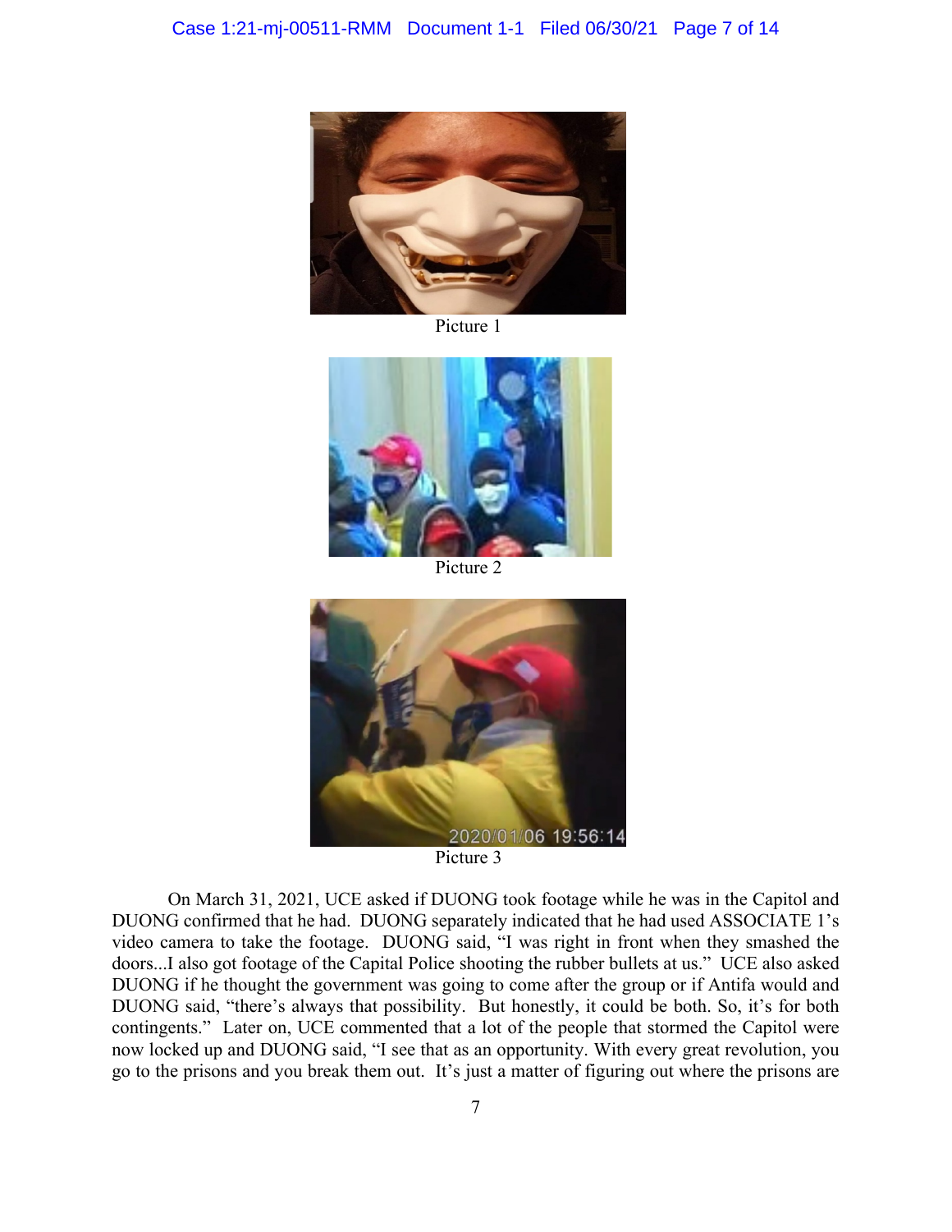Picture 1

Picture 2

Picture 3

On March 31, 2021, UCE asked if DUONG took footage while he was in the Capitol and DUONG confirmed that he had. DUONG separately indicated that he had used ASSOCIATE 1's video camera to take the footage. DUONG said, "I was right in front when they smashed the doors...I also got footage of the Capital Police shooting the rubber bullets at us." UCE also asked DUONG if he thought the government was going to come after the group or if Antifa would and DUONG said, "there's always that possibility. But honestly, it could be both. So, it's for both contingents." Later on, UCE commented that a lot of the people that stormed the Capitol were now locked up and DUONG said, "I see that as an opportunity. With every great revolution, you go to the prisons and you break them out. It's just a matter of figuring out where the prisons are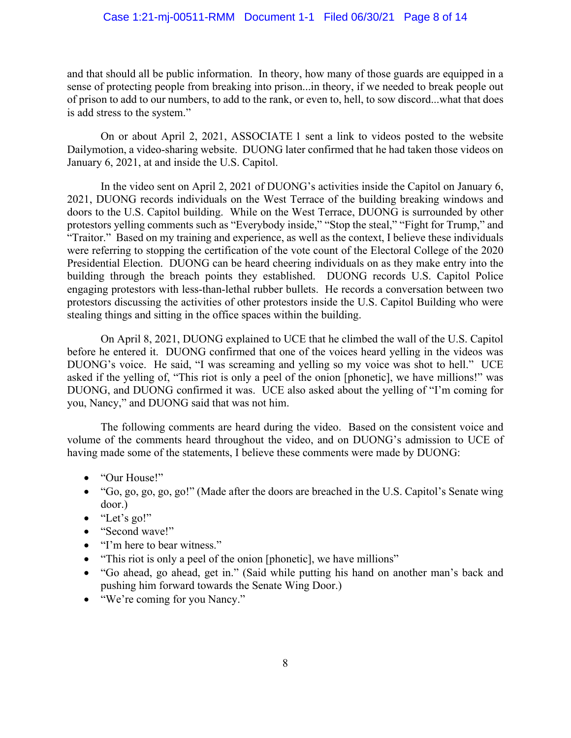and that should all be public information. In theory, how many of those guards are equipped in a sense of protecting people from breaking into prison...in theory, if we needed to break people out of prison to add to our numbers, to add to the rank, or even to, hell, to sow discord...what that does is add stress to the system."

On or about April 2, 2021, ASSOCIATE 1 sent a link to videos posted to the website Dailymotion, a video-sharing website. DUONG later confirmed that he had taken those videos on January 6, 2021, at and inside the U.S. Capitol.

In the video sent on April 2, 2021 of DUONG's activities inside the Capitol on January 6, 2021, DUONG records individuals on the West Terrace of the building breaking windows and doors to the U.S. Capitol building. While on the West Terrace, DUONG is surrounded by other protestors yelling comments such as "Everybody inside," "Stop the steal," "Fight for Trump," and "Traitor." Based on my training and experience, as well as the context, I believe these individuals were referring to stopping the certification of the vote count of the Electoral College of the 2020 Presidential Election. DUONG can be heard cheering individuals on as they make entry into the building through the breach points they established. DUONG records U.S. Capitol Police engaging protestors with less-than-lethal rubber bullets. He records a conversation between two protestors discussing the activities of other protestors inside the U.S. Capitol Building who were stealing things and sitting in the office spaces within the building.

On April 8, 2021, DUONG explained to UCE that he climbed the wall of the U.S. Capitol before he entered it. DUONG confirmed that one of the voices heard yelling in the videos was DUONG's voice. He said, "I was screaming and yelling so my voice was shot to hell." UCE asked if the yelling of, "This riot is only a peel of the onion [phonetic], we have millions!" was DUONG, and DUONG confirmed it was. UCE also asked about the yelling of "I'm coming for you, Nancy," and DUONG said that was not him.

The following comments are heard during the video. Based on the consistent voice and volume of the comments heard throughout the video, and on DUONG's admission to UCE of having made some of the statements, I believe these comments were made by DUONG:

- "Our House!"
- "Go, go, go, go, go!" (Made after the doors are breached in the U.S. Capitol's Senate wing door.)
- "Let's go!"
- "Second wave!"
- "I'm here to bear witness."
- "This riot is only a peel of the onion [phonetic], we have millions"
- "Go ahead, go ahead, get in." (Said while putting his hand on another man's back and pushing him forward towards the Senate Wing Door.)
- "We're coming for you Nancy."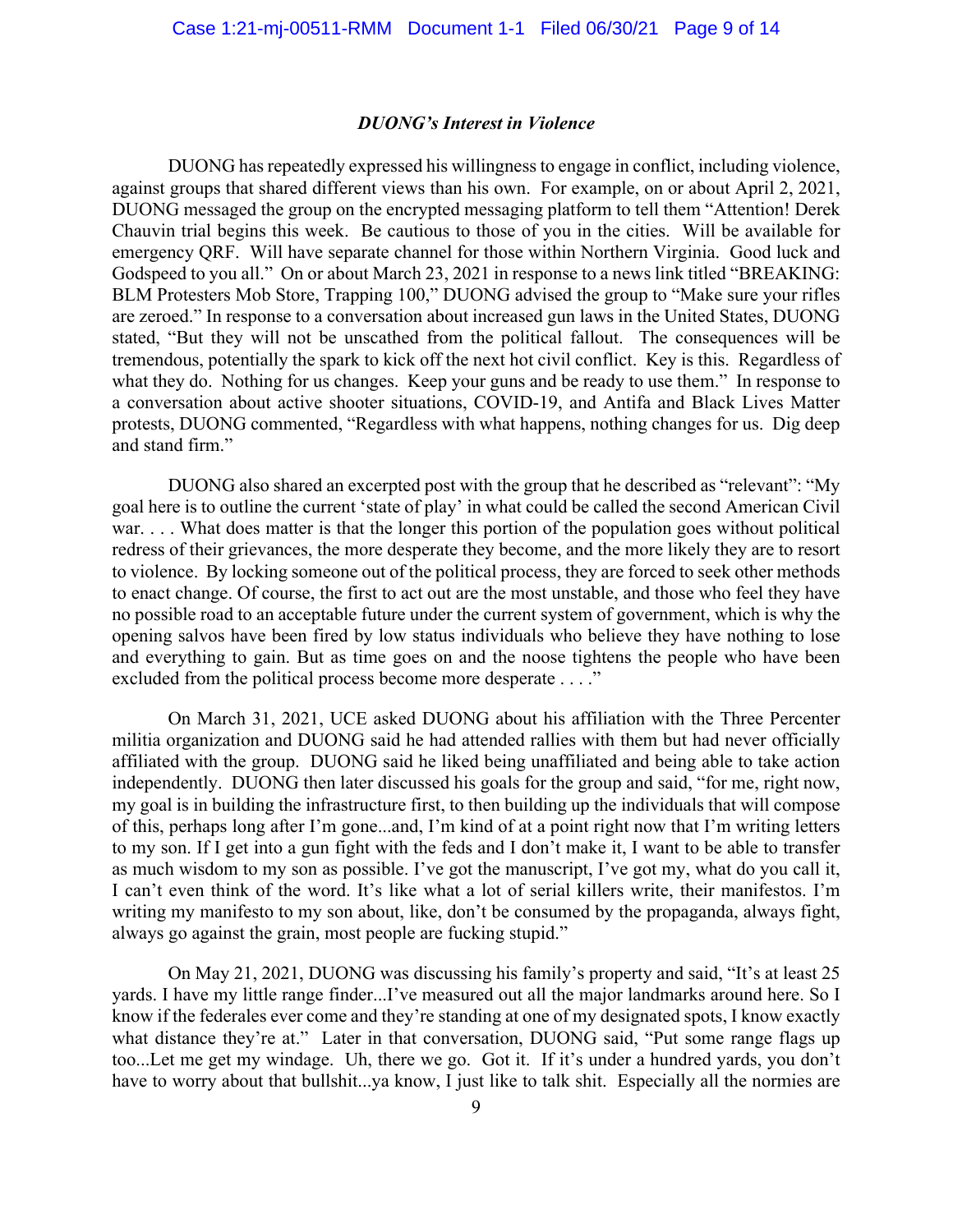### *DUONG's Interest in Violence*

DUONG has repeatedly expressed his willingness to engage in conflict, including violence, against groups that shared different views than his own. For example, on or about April 2, 2021, DUONG messaged the group on the encrypted messaging platform to tell them "Attention! Derek Chauvin trial begins this week. Be cautious to those of you in the cities. Will be available for emergency QRF. Will have separate channel for those within Northern Virginia. Good luck and Godspeed to you all." On or about March 23, 2021 in response to a news link titled "BREAKING: BLM Protesters Mob Store, Trapping 100," DUONG advised the group to "Make sure your rifles are zeroed." In response to a conversation about increased gun laws in the United States, DUONG stated, "But they will not be unscathed from the political fallout. The consequences will be tremendous, potentially the spark to kick off the next hot civil conflict. Key is this. Regardless of what they do. Nothing for us changes. Keep your guns and be ready to use them." In response to a conversation about active shooter situations, COVID-19, and Antifa and Black Lives Matter protests, DUONG commented, "Regardless with what happens, nothing changes for us. Dig deep and stand firm."

DUONG also shared an excerpted post with the group that he described as "relevant": "My goal here is to outline the current 'state of play' in what could be called the second American Civil war. . . . What does matter is that the longer this portion of the population goes without political redress of their grievances, the more desperate they become, and the more likely they are to resort to violence. By locking someone out of the political process, they are forced to seek other methods to enact change. Of course, the first to act out are the most unstable, and those who feel they have no possible road to an acceptable future under the current system of government, which is why the opening salvos have been fired by low status individuals who believe they have nothing to lose and everything to gain. But as time goes on and the noose tightens the people who have been excluded from the political process become more desperate . . . ."

On March 31, 2021, UCE asked DUONG about his affiliation with the Three Percenter militia organization and DUONG said he had attended rallies with them but had never officially affiliated with the group. DUONG said he liked being unaffiliated and being able to take action independently. DUONG then later discussed his goals for the group and said, "for me, right now, my goal is in building the infrastructure first, to then building up the individuals that will compose of this, perhaps long after I'm gone...and, I'm kind of at a point right now that I'm writing letters to my son. If I get into a gun fight with the feds and I don't make it, I want to be able to transfer as much wisdom to my son as possible. I've got the manuscript, I've got my, what do you call it, I can't even think of the word. It's like what a lot of serial killers write, their manifestos. I'm writing my manifesto to my son about, like, don't be consumed by the propaganda, always fight, always go against the grain, most people are fucking stupid."

On May 21, 2021, DUONG was discussing his family's property and said, "It's at least 25 yards. I have my little range finder...I've measured out all the major landmarks around here. So I know if the federales ever come and they're standing at one of my designated spots, I know exactly what distance they're at." Later in that conversation, DUONG said, "Put some range flags up too...Let me get my windage. Uh, there we go. Got it. If it's under a hundred yards, you don't have to worry about that bullshit...ya know, I just like to talk shit. Especially all the normies are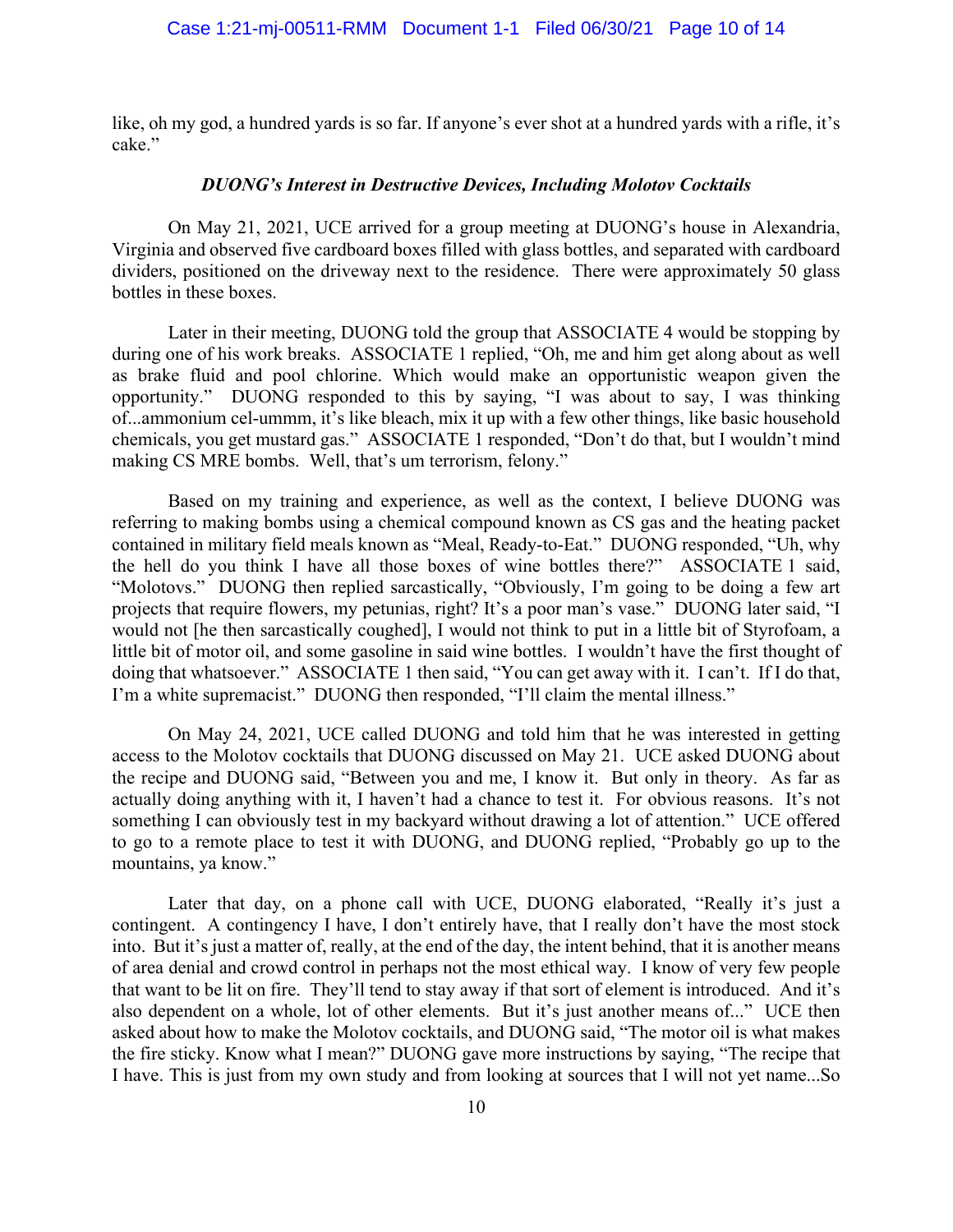like, oh my god, a hundred yards is so far. If anyone's ever shot at a hundred yards with a rifle, it's cake."

### *DUONG's Interest in Destructive Devices, Including Molotov Cocktails*

On May 21, 2021, UCE arrived for a group meeting at DUONG's house in Alexandria, Virginia and observed five cardboard boxes filled with glass bottles, and separated with cardboard dividers, positioned on the driveway next to the residence. There were approximately 50 glass bottles in these boxes.

Later in their meeting, DUONG told the group that ASSOCIATE 4 would be stopping by during one of his work breaks. ASSOCIATE 1 replied, "Oh, me and him get along about as well as brake fluid and pool chlorine. Which would make an opportunistic weapon given the opportunity." DUONG responded to this by saying, "I was about to say, I was thinking of...ammonium cel-ummm, it's like bleach, mix it up with a few other things, like basic household chemicals, you get mustard gas." ASSOCIATE 1 responded, "Don't do that, but I wouldn't mind making CS MRE bombs. Well, that's um terrorism, felony."

Based on my training and experience, as well as the context, I believe DUONG was referring to making bombs using a chemical compound known as CS gas and the heating packet contained in military field meals known as "Meal, Ready-to-Eat." DUONG responded, "Uh, why the hell do you think I have all those boxes of wine bottles there?" ASSOCIATE 1 said, "Molotovs." DUONG then replied sarcastically, "Obviously, I'm going to be doing a few art projects that require flowers, my petunias, right? It's a poor man's vase." DUONG later said, "I would not [he then sarcastically coughed], I would not think to put in a little bit of Styrofoam, a little bit of motor oil, and some gasoline in said wine bottles. I wouldn't have the first thought of doing that whatsoever." ASSOCIATE 1 then said, "You can get away with it. I can't. If I do that, I'm a white supremacist." DUONG then responded, "I'll claim the mental illness."

On May 24, 2021, UCE called DUONG and told him that he was interested in getting access to the Molotov cocktails that DUONG discussed on May 21. UCE asked DUONG about the recipe and DUONG said, "Between you and me, I know it. But only in theory. As far as actually doing anything with it, I haven't had a chance to test it. For obvious reasons. It's not something I can obviously test in my backyard without drawing a lot of attention." UCE offered to go to a remote place to test it with DUONG, and DUONG replied, "Probably go up to the mountains, ya know."

Later that day, on a phone call with UCE, DUONG elaborated, "Really it's just a contingent. A contingency I have, I don't entirely have, that I really don't have the most stock into. But it's just a matter of, really, at the end of the day, the intent behind, that it is another means of area denial and crowd control in perhaps not the most ethical way. I know of very few people that want to be lit on fire. They'll tend to stay away if that sort of element is introduced. And it's also dependent on a whole, lot of other elements. But it's just another means of..." UCE then asked about how to make the Molotov cocktails, and DUONG said, "The motor oil is what makes the fire sticky. Know what I mean?" DUONG gave more instructions by saying, "The recipe that I have. This is just from my own study and from looking at sources that I will not yet name...So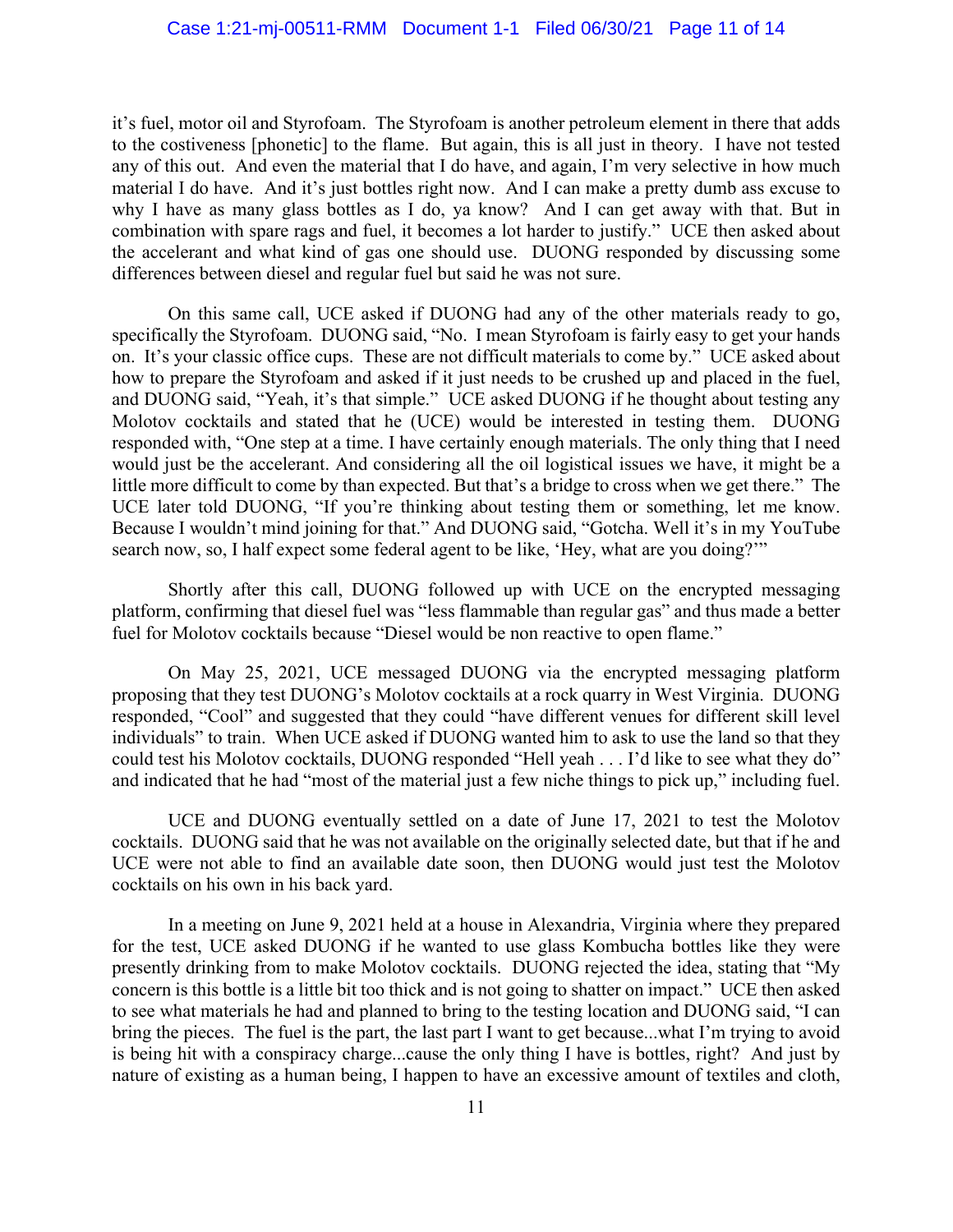it's fuel, motor oil and Styrofoam. The Styrofoam is another petroleum element in there that adds to the costiveness [phonetic] to the flame. But again, this is all just in theory. I have not tested any of this out. And even the material that I do have, and again, I'm very selective in how much material I do have. And it's just bottles right now. And I can make a pretty dumb ass excuse to why I have as many glass bottles as I do, ya know? And I can get away with that. But in combination with spare rags and fuel, it becomes a lot harder to justify." UCE then asked about the accelerant and what kind of gas one should use. DUONG responded by discussing some differences between diesel and regular fuel but said he was not sure.

On this same call, UCE asked if DUONG had any of the other materials ready to go, specifically the Styrofoam. DUONG said, "No. I mean Styrofoam is fairly easy to get your hands on. It's your classic office cups. These are not difficult materials to come by." UCE asked about how to prepare the Styrofoam and asked if it just needs to be crushed up and placed in the fuel, and DUONG said, "Yeah, it's that simple." UCE asked DUONG if he thought about testing any Molotov cocktails and stated that he (UCE) would be interested in testing them. DUONG responded with, "One step at a time. I have certainly enough materials. The only thing that I need would just be the accelerant. And considering all the oil logistical issues we have, it might be a little more difficult to come by than expected. But that's a bridge to cross when we get there." The UCE later told DUONG, "If you're thinking about testing them or something, let me know. Because I wouldn't mind joining for that." And DUONG said, "Gotcha. Well it's in my YouTube search now, so, I half expect some federal agent to be like, 'Hey, what are you doing?'"

Shortly after this call, DUONG followed up with UCE on the encrypted messaging platform, confirming that diesel fuel was "less flammable than regular gas" and thus made a better fuel for Molotov cocktails because "Diesel would be non reactive to open flame."

On May 25, 2021, UCE messaged DUONG via the encrypted messaging platform proposing that they test DUONG's Molotov cocktails at a rock quarry in West Virginia. DUONG responded, "Cool" and suggested that they could "have different venues for different skill level individuals" to train. When UCE asked if DUONG wanted him to ask to use the land so that they could test his Molotov cocktails, DUONG responded "Hell yeah . . . I'd like to see what they do" and indicated that he had "most of the material just a few niche things to pick up," including fuel.

UCE and DUONG eventually settled on a date of June 17, 2021 to test the Molotov cocktails. DUONG said that he was not available on the originally selected date, but that if he and UCE were not able to find an available date soon, then DUONG would just test the Molotov cocktails on his own in his back yard.

In a meeting on June 9, 2021 held at a house in Alexandria, Virginia where they prepared for the test, UCE asked DUONG if he wanted to use glass Kombucha bottles like they were presently drinking from to make Molotov cocktails. DUONG rejected the idea, stating that "My concern is this bottle is a little bit too thick and is not going to shatter on impact." UCE then asked to see what materials he had and planned to bring to the testing location and DUONG said, "I can bring the pieces. The fuel is the part, the last part I want to get because...what I'm trying to avoid is being hit with a conspiracy charge...cause the only thing I have is bottles, right? And just by nature of existing as a human being, I happen to have an excessive amount of textiles and cloth,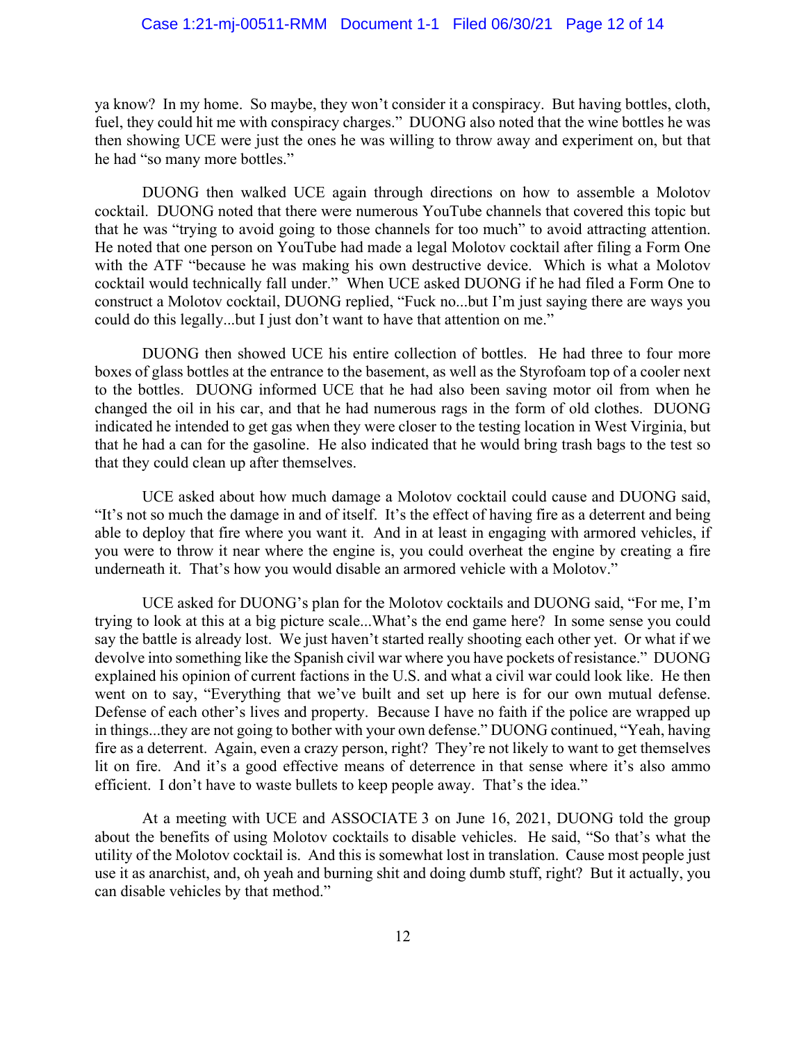ya know? In my home. So maybe, they won't consider it a conspiracy. But having bottles, cloth, fuel, they could hit me with conspiracy charges." DUONG also noted that the wine bottles he was then showing UCE were just the ones he was willing to throw away and experiment on, but that he had "so many more bottles."

DUONG then walked UCE again through directions on how to assemble a Molotov cocktail. DUONG noted that there were numerous YouTube channels that covered this topic but that he was "trying to avoid going to those channels for too much" to avoid attracting attention. He noted that one person on YouTube had made a legal Molotov cocktail after filing a Form One with the ATF "because he was making his own destructive device. Which is what a Molotov cocktail would technically fall under." When UCE asked DUONG if he had filed a Form One to construct a Molotov cocktail, DUONG replied, "Fuck no...but I'm just saying there are ways you could do this legally...but I just don't want to have that attention on me."

DUONG then showed UCE his entire collection of bottles. He had three to four more boxes of glass bottles at the entrance to the basement, as well as the Styrofoam top of a cooler next to the bottles. DUONG informed UCE that he had also been saving motor oil from when he changed the oil in his car, and that he had numerous rags in the form of old clothes. DUONG indicated he intended to get gas when they were closer to the testing location in West Virginia, but that he had a can for the gasoline. He also indicated that he would bring trash bags to the test so that they could clean up after themselves.

UCE asked about how much damage a Molotov cocktail could cause and DUONG said, "It's not so much the damage in and of itself. It's the effect of having fire as a deterrent and being able to deploy that fire where you want it. And in at least in engaging with armored vehicles, if you were to throw it near where the engine is, you could overheat the engine by creating a fire underneath it. That's how you would disable an armored vehicle with a Molotov."

UCE asked for DUONG's plan for the Molotov cocktails and DUONG said, "For me, I'm trying to look at this at a big picture scale...What's the end game here? In some sense you could say the battle is already lost. We just haven't started really shooting each other yet. Or what if we devolve into something like the Spanish civil war where you have pockets of resistance." DUONG explained his opinion of current factions in the U.S. and what a civil war could look like. He then went on to say, "Everything that we've built and set up here is for our own mutual defense. Defense of each other's lives and property. Because I have no faith if the police are wrapped up in things...they are not going to bother with your own defense." DUONG continued, "Yeah, having fire as a deterrent. Again, even a crazy person, right? They're not likely to want to get themselves lit on fire. And it's a good effective means of deterrence in that sense where it's also ammo efficient. I don't have to waste bullets to keep people away. That's the idea."

At a meeting with UCE and ASSOCIATE 3 on June 16, 2021, DUONG told the group about the benefits of using Molotov cocktails to disable vehicles. He said, "So that's what the utility of the Molotov cocktail is. And this is somewhat lost in translation. Cause most people just use it as anarchist, and, oh yeah and burning shit and doing dumb stuff, right? But it actually, you can disable vehicles by that method."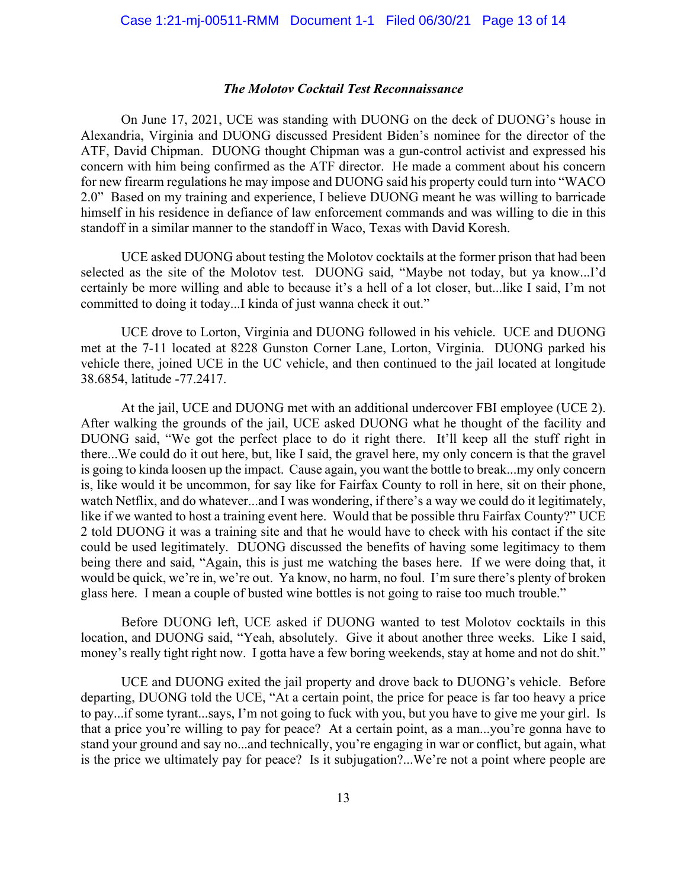### *The Molotov Cocktail Test Reconnaissance*

On June 17, 2021, UCE was standing with DUONG on the deck of DUONG's house in Alexandria, Virginia and DUONG discussed President Biden's nominee for the director of the ATF, David Chipman. DUONG thought Chipman was a gun-control activist and expressed his concern with him being confirmed as the ATF director. He made a comment about his concern for new firearm regulations he may impose and DUONG said his property could turn into "WACO 2.0" Based on my training and experience, I believe DUONG meant he was willing to barricade himself in his residence in defiance of law enforcement commands and was willing to die in this standoff in a similar manner to the standoff in Waco, Texas with David Koresh.

UCE asked DUONG about testing the Molotov cocktails at the former prison that had been selected as the site of the Molotov test. DUONG said, "Maybe not today, but ya know...I'd certainly be more willing and able to because it's a hell of a lot closer, but...like I said, I'm not committed to doing it today...I kinda of just wanna check it out."

UCE drove to Lorton, Virginia and DUONG followed in his vehicle. UCE and DUONG met at the 7-11 located at 8228 Gunston Corner Lane, Lorton, Virginia. DUONG parked his vehicle there, joined UCE in the UC vehicle, and then continued to the jail located at longitude 38.6854, latitude -77.2417.

At the jail, UCE and DUONG met with an additional undercover FBI employee (UCE 2). After walking the grounds of the jail, UCE asked DUONG what he thought of the facility and DUONG said, "We got the perfect place to do it right there. It'll keep all the stuff right in there...We could do it out here, but, like I said, the gravel here, my only concern is that the gravel is going to kinda loosen up the impact. Cause again, you want the bottle to break...my only concern is, like would it be uncommon, for say like for Fairfax County to roll in here, sit on their phone, watch Netflix, and do whatever...and I was wondering, if there's a way we could do it legitimately, like if we wanted to host a training event here. Would that be possible thru Fairfax County?" UCE 2 told DUONG it was a training site and that he would have to check with his contact if the site could be used legitimately. DUONG discussed the benefits of having some legitimacy to them being there and said, "Again, this is just me watching the bases here. If we were doing that, it would be quick, we're in, we're out. Ya know, no harm, no foul. I'm sure there's plenty of broken glass here. I mean a couple of busted wine bottles is not going to raise too much trouble."

Before DUONG left, UCE asked if DUONG wanted to test Molotov cocktails in this location, and DUONG said, "Yeah, absolutely. Give it about another three weeks. Like I said, money's really tight right now. I gotta have a few boring weekends, stay at home and not do shit."

UCE and DUONG exited the jail property and drove back to DUONG's vehicle. Before departing, DUONG told the UCE, "At a certain point, the price for peace is far too heavy a price to pay...if some tyrant...says, I'm not going to fuck with you, but you have to give me your girl. Is that a price you're willing to pay for peace? At a certain point, as a man...you're gonna have to stand your ground and say no...and technically, you're engaging in war or conflict, but again, what is the price we ultimately pay for peace? Is it subjugation?...We're not a point where people are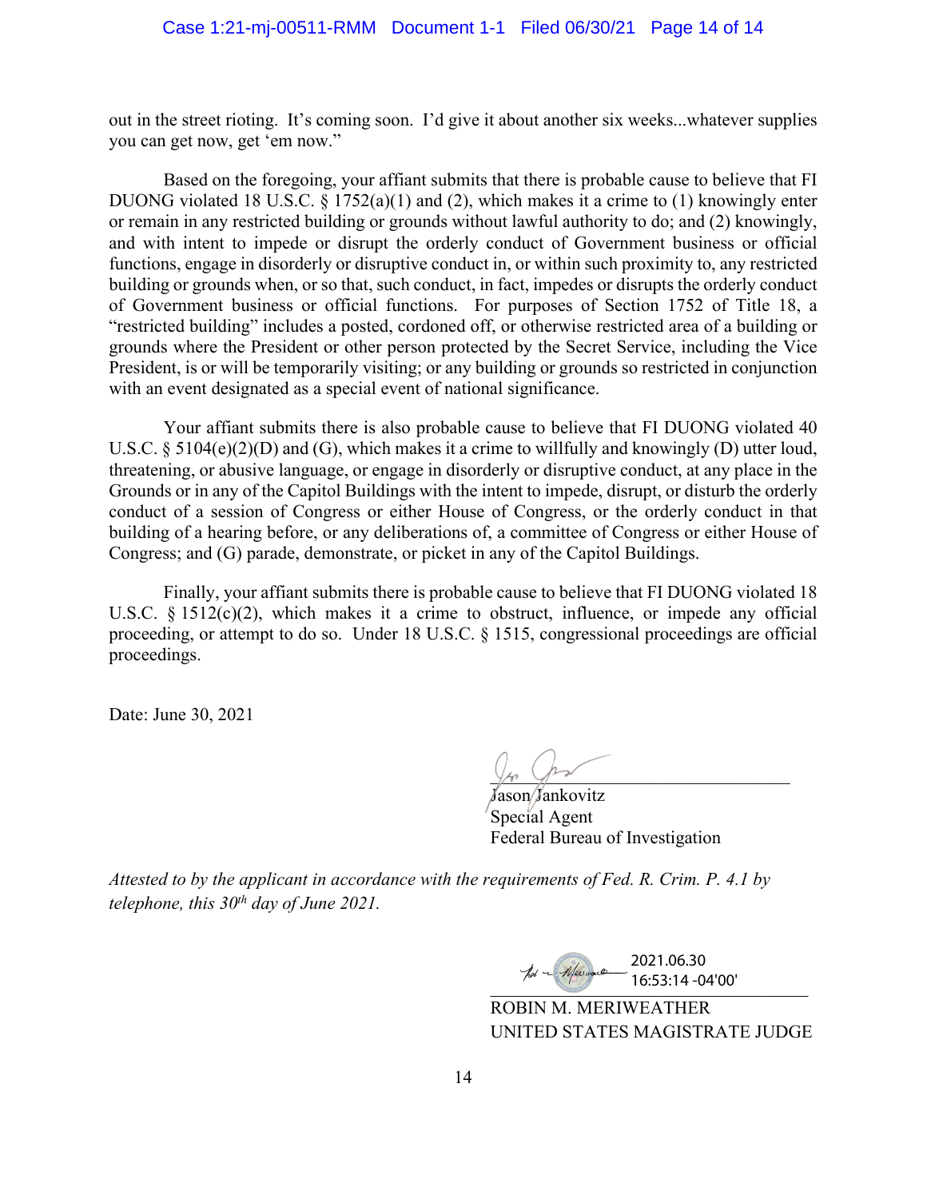out in the street rioting. It's coming soon. I'd give it about another six weeks...whatever supplies you can get now, get 'em now."

Based on the foregoing, your affiant submits that there is probable cause to believe that FI DUONG violated 18 U.S.C. § 1752(a)(1) and (2), which makes it a crime to (1) knowingly enter or remain in any restricted building or grounds without lawful authority to do; and (2) knowingly, and with intent to impede or disrupt the orderly conduct of Government business or official functions, engage in disorderly or disruptive conduct in, or within such proximity to, any restricted building or grounds when, or so that, such conduct, in fact, impedes or disrupts the orderly conduct of Government business or official functions. For purposes of Section 1752 of Title 18, a "restricted building" includes a posted, cordoned off, or otherwise restricted area of a building or grounds where the President or other person protected by the Secret Service, including the Vice President, is or will be temporarily visiting; or any building or grounds so restricted in conjunction with an event designated as a special event of national significance.

Your affiant submits there is also probable cause to believe that FI DUONG violated 40 U.S.C. § 5104(e)(2)(D) and (G), which makes it a crime to willfully and knowingly (D) utter loud, threatening, or abusive language, or engage in disorderly or disruptive conduct, at any place in the Grounds or in any of the Capitol Buildings with the intent to impede, disrupt, or disturb the orderly conduct of a session of Congress or either House of Congress, or the orderly conduct in that building of a hearing before, or any deliberations of, a committee of Congress or either House of Congress; and (G) parade, demonstrate, or picket in any of the Capitol Buildings.

Finally, your affiant submits there is probable cause to believe that FI DUONG violated 18 U.S.C. § 1512(c)(2), which makes it a crime to obstruct, influence, or impede any official proceeding, or attempt to do so. Under 18 U.S.C. § 1515, congressional proceedings are official proceedings.

Date: June 30, 2021

Jason Jankovitz
Special Agent
Federal Bureau of Investigation

*Attested to by the applicant in accordance with the requirements of Fed. R. Crim. P. 4.1 by telephone, this 30th day of June 2021.*

2021.06.30
16:53:14 -04'00'

ROBIN M. MERIWEATHER
UNITED STATES MAGISTRATE JUDGE